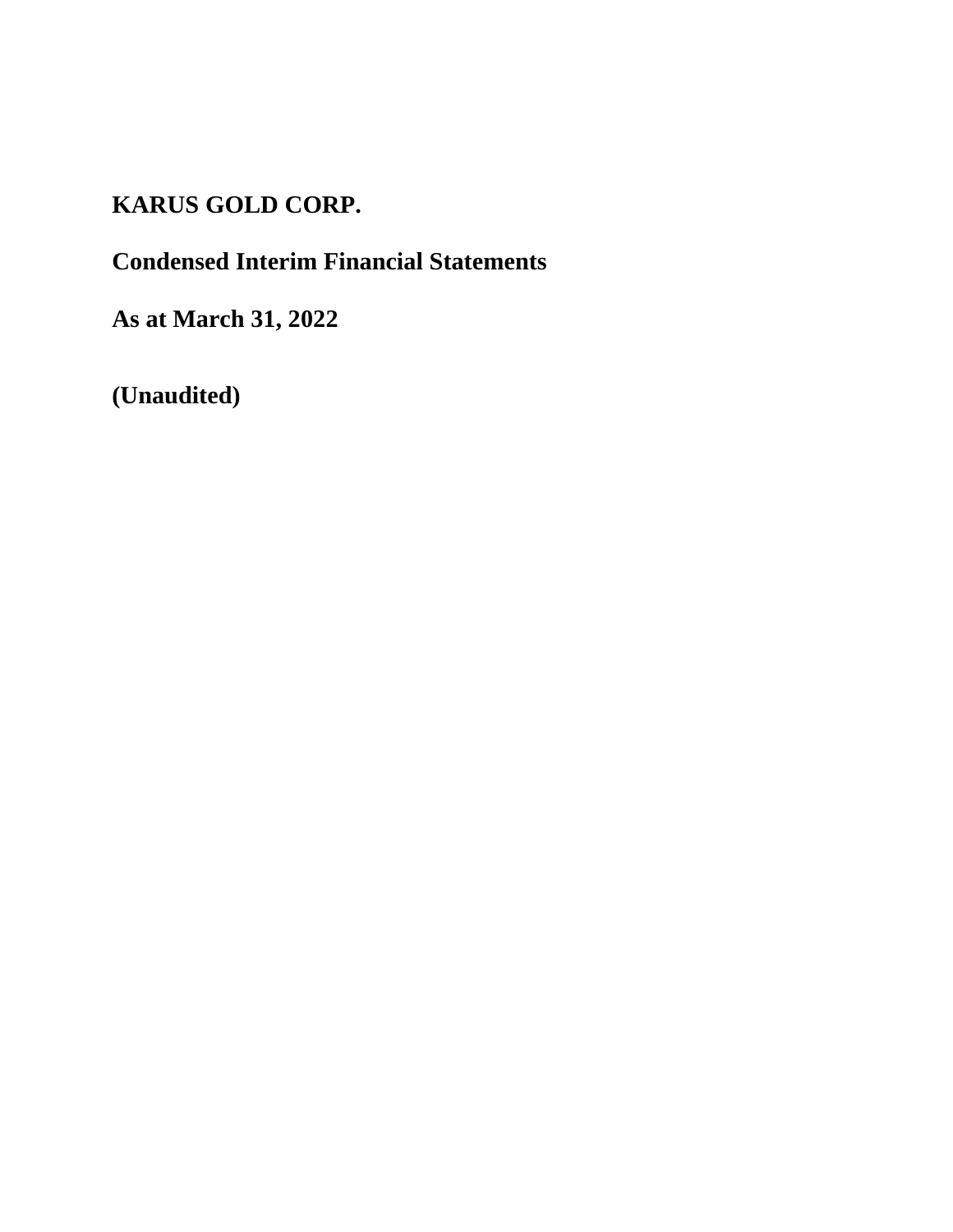# KARUS GOLD CORP.

## Condensed Interim Financial Statements

## As at March 31, 2022

## (Unaudited)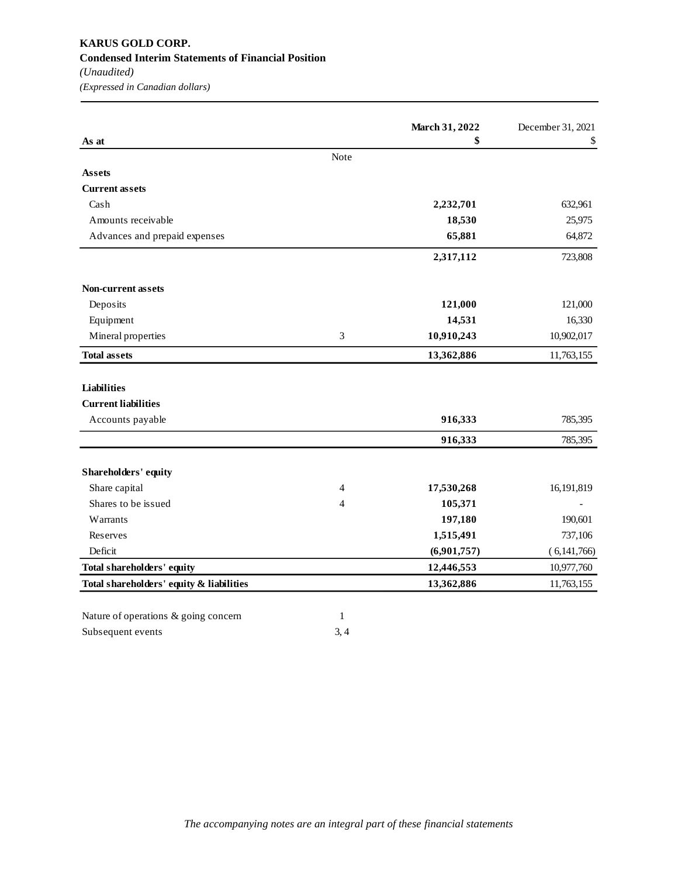**KARUS GOLD CORP.**
**Condensed Interim Statements of Financial Position**
*(Unaudited)*
*(Expressed in Canadian dollars)*

| As at | Note | **March 31, 2022 $** | December 31, 2021 $ |
|---|---|---|---|
| **Assets** | | | |
| **Current assets** | | | |
| Cash | | **2,232,701** | 632,961 |
| Amounts receivable | | **18,530** | 25,975 |
| Advances and prepaid expenses | | **65,881** | 64,872 |
| | | **2,317,112** | 723,808 |
| **Non-current assets** | | | |
| Deposits | | **121,000** | 121,000 |
| Equipment | | **14,531** | 16,330 |
| Mineral properties | 3 | **10,910,243** | 10,902,017 |
| **Total assets** | | **13,362,886** | 11,763,155 |
| **Liabilities** | | | |
| **Current liabilities** | | | |
| Accounts payable | | **916,333** | 785,395 |
| | | **916,333** | 785,395 |
| **Shareholders' equity** | | | |
| Share capital | 4 | **17,530,268** | 16,191,819 |
| Shares to be issued | 4 | **105,371** | - |
| Warrants | | **197,180** | 190,601 |
| Reserves | | **1,515,491** | 737,106 |
| Deficit | | **(6,901,757)** | (6,141,766) |
| **Total shareholders' equity** | | **12,446,553** | 10,977,760 |
| **Total shareholders' equity & liabilities** | | **13,362,886** | 11,763,155 |

| | |
|---|---|
| Nature of operations & going concern | 1 |
| Subsequent events | 3, 4 |

*The accompanying notes are an integral part of these financial statements*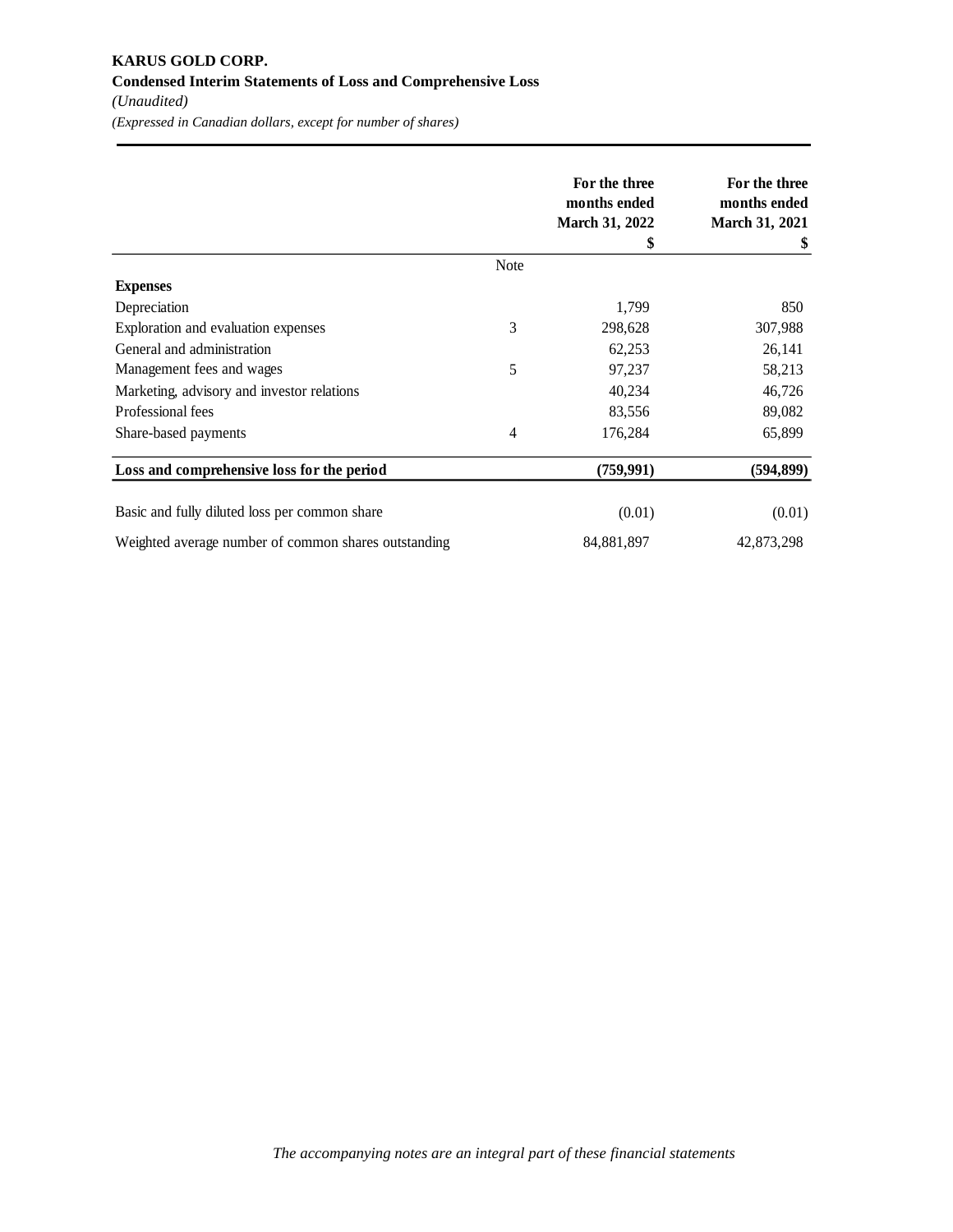**KARUS GOLD CORP.**

**Condensed Interim Statements of Loss and Comprehensive Loss**

*(Unaudited)*

*(Expressed in Canadian dollars, except for number of shares)*

| | Note | For the three months ended March 31, 2022 $ | For the three months ended March 31, 2021 $ |
|---|---|---|---|
| **Expenses** | | | |
| Depreciation | | 1,799 | 850 |
| Exploration and evaluation expenses | 3 | 298,628 | 307,988 |
| General and administration | | 62,253 | 26,141 |
| Management fees and wages | 5 | 97,237 | 58,213 |
| Marketing, advisory and investor relations | | 40,234 | 46,726 |
| Professional fees | | 83,556 | 89,082 |
| Share-based payments | 4 | 176,284 | 65,899 |
| **Loss and comprehensive loss for the period** | | **(759,991)** | **(594,899)** |
| Basic and fully diluted loss per common share | | (0.01) | (0.01) |
| Weighted average number of common shares outstanding | | 84,881,897 | 42,873,298 |

*The accompanying notes are an integral part of these financial statements*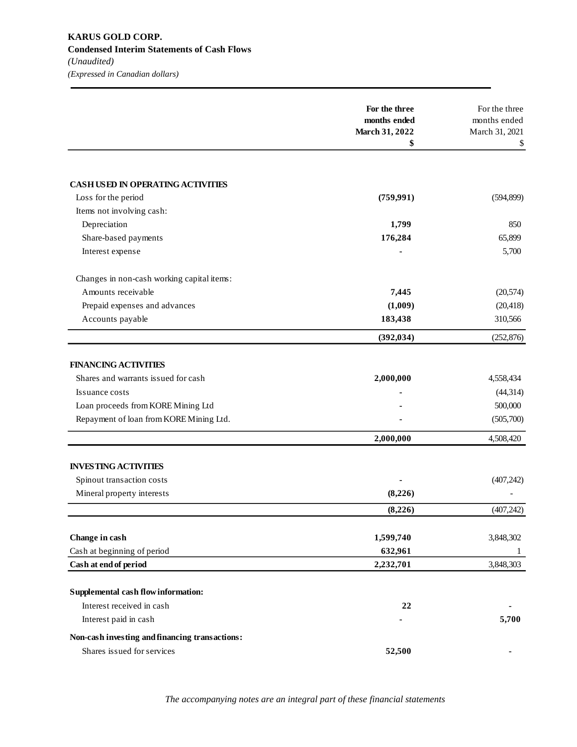**KARUS GOLD CORP.**
**Condensed Interim Statements of Cash Flows**
*(Unaudited)*
*(Expressed in Canadian dollars)*

| | **For the three months ended March 31, 2022 $** | For the three months ended March 31, 2021 $ |
|---|---|---|
| **CASH USED IN OPERATING ACTIVITIES** | | |
| Loss for the period | **(759,991)** | (594,899) |
| Items not involving cash: | | |
| Depreciation | **1,799** | 850 |
| Share-based payments | **176,284** | 65,899 |
| Interest expense | **-** | 5,700 |
| Changes in non-cash working capital items: | | |
| Amounts receivable | **7,445** | (20,574) |
| Prepaid expenses and advances | **(1,009)** | (20,418) |
| Accounts payable | **183,438** | 310,566 |
| | **(392,034)** | (252,876) |
| **FINANCING ACTIVITIES** | | |
| Shares and warrants issued for cash | **2,000,000** | 4,558,434 |
| Issuance costs | **-** | (44,314) |
| Loan proceeds from KORE Mining Ltd | **-** | 500,000 |
| Repayment of loan from KORE Mining Ltd. | **-** | (505,700) |
| | **2,000,000** | 4,508,420 |
| **INVESTING ACTIVITIES** | | |
| Spinout transaction costs | **-** | (407,242) |
| Mineral property interests | **(8,226)** | - |
| | **(8,226)** | (407,242) |
| **Change in cash** | **1,599,740** | 3,848,302 |
| Cash at beginning of period | **632,961** | 1 |
| **Cash at end of period** | **2,232,701** | 3,848,303 |
| **Supplemental cash flow information:** | | |
| Interest received in cash | **22** | **-** |
| Interest paid in cash | **-** | **5,700** |
| **Non-cash investing and financing transactions:** | | |
| Shares issued for services | **52,500** | **-** |

*The accompanying notes are an integral part of these financial statements*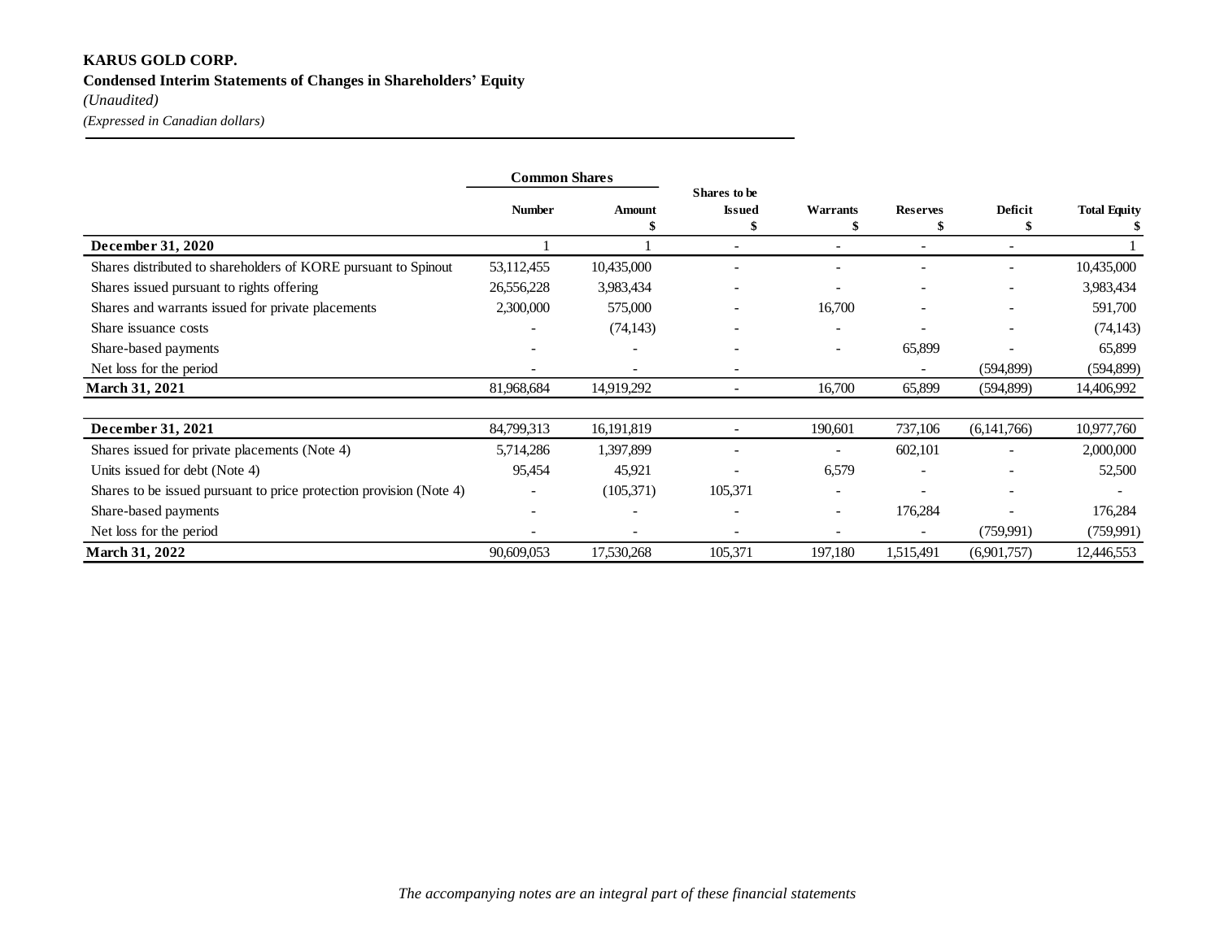**KARUS GOLD CORP.**
**Condensed Interim Statements of Changes in Shareholders' Equity**
*(Unaudited)*
*(Expressed in Canadian dollars)*

| | Common Shares | | Shares to be Issued | Warrants | Reserves | Deficit | Total Equity |
|---|---|---|---|---|---|---|---|
| | Number | Amount $ | $ | $ | $ | $ | $ |
| **December 31, 2020** | 1 | 1 | - | - | - | - | 1 |
| Shares distributed to shareholders of KORE pursuant to Spinout | 53,112,455 | 10,435,000 | - | - | - | - | 10,435,000 |
| Shares issued pursuant to rights offering | 26,556,228 | 3,983,434 | - | - | - | - | 3,983,434 |
| Shares and warrants issued for private placements | 2,300,000 | 575,000 | - | 16,700 | - | - | 591,700 |
| Share issuance costs | - | (74,143) | - | - | - | - | (74,143) |
| Share-based payments | - | - | - | - | 65,899 | - | 65,899 |
| Net loss for the period | - | - | - | | - | (594,899) | (594,899) |
| **March 31, 2021** | 81,968,684 | 14,919,292 | - | 16,700 | 65,899 | (594,899) | 14,406,992 |
| | | | | | | | |
| **December 31, 2021** | 84,799,313 | 16,191,819 | - | 190,601 | 737,106 | (6,141,766) | 10,977,760 |
| Shares issued for private placements (Note 4) | 5,714,286 | 1,397,899 | - | - | 602,101 | - | 2,000,000 |
| Units issued for debt (Note 4) | 95,454 | 45,921 | - | 6,579 | - | - | 52,500 |
| Shares to be issued pursuant to price protection provision (Note 4) | - | (105,371) | 105,371 | - | - | - | - |
| Share-based payments | - | - | - | - | 176,284 | - | 176,284 |
| Net loss for the period | - | - | - | - | - | (759,991) | (759,991) |
| **March 31, 2022** | 90,609,053 | 17,530,268 | 105,371 | 197,180 | 1,515,491 | (6,901,757) | 12,446,553 |

*The accompanying notes are an integral part of these financial statements*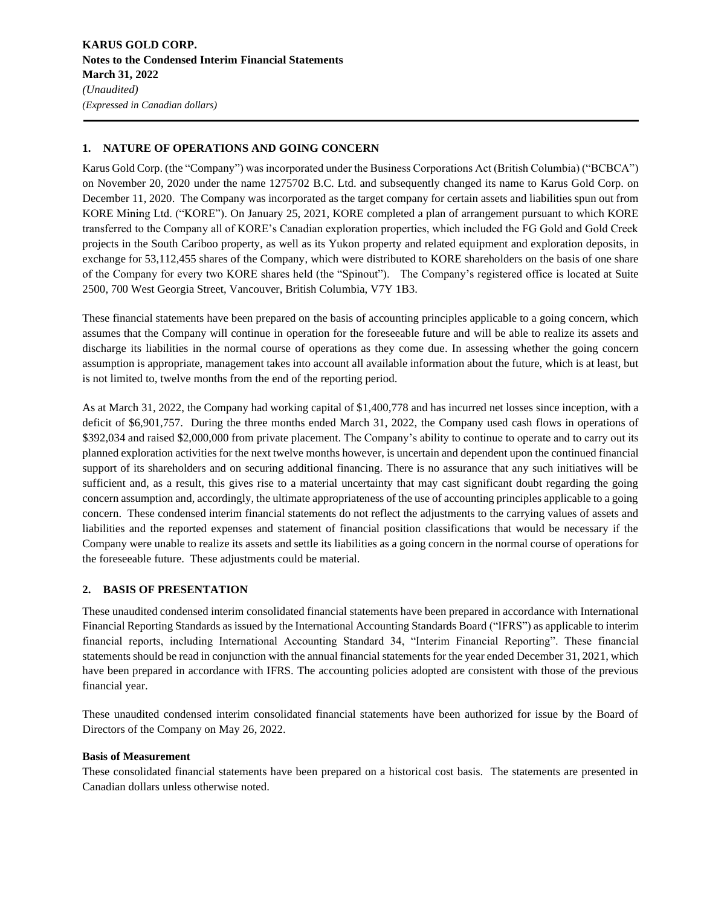## 1. NATURE OF OPERATIONS AND GOING CONCERN

Karus Gold Corp. (the "Company") was incorporated under the Business Corporations Act (British Columbia) ("BCBCA") on November 20, 2020 under the name 1275702 B.C. Ltd. and subsequently changed its name to Karus Gold Corp. on December 11, 2020. The Company was incorporated as the target company for certain assets and liabilities spun out from KORE Mining Ltd. ("KORE"). On January 25, 2021, KORE completed a plan of arrangement pursuant to which KORE transferred to the Company all of KORE's Canadian exploration properties, which included the FG Gold and Gold Creek projects in the South Cariboo property, as well as its Yukon property and related equipment and exploration deposits, in exchange for 53,112,455 shares of the Company, which were distributed to KORE shareholders on the basis of one share of the Company for every two KORE shares held (the "Spinout"). The Company's registered office is located at Suite 2500, 700 West Georgia Street, Vancouver, British Columbia, V7Y 1B3.

These financial statements have been prepared on the basis of accounting principles applicable to a going concern, which assumes that the Company will continue in operation for the foreseeable future and will be able to realize its assets and discharge its liabilities in the normal course of operations as they come due. In assessing whether the going concern assumption is appropriate, management takes into account all available information about the future, which is at least, but is not limited to, twelve months from the end of the reporting period.

As at March 31, 2022, the Company had working capital of $1,400,778 and has incurred net losses since inception, with a deficit of $6,901,757. During the three months ended March 31, 2022, the Company used cash flows in operations of $392,034 and raised $2,000,000 from private placement. The Company's ability to continue to operate and to carry out its planned exploration activities for the next twelve months however, is uncertain and dependent upon the continued financial support of its shareholders and on securing additional financing. There is no assurance that any such initiatives will be sufficient and, as a result, this gives rise to a material uncertainty that may cast significant doubt regarding the going concern assumption and, accordingly, the ultimate appropriateness of the use of accounting principles applicable to a going concern. These condensed interim financial statements do not reflect the adjustments to the carrying values of assets and liabilities and the reported expenses and statement of financial position classifications that would be necessary if the Company were unable to realize its assets and settle its liabilities as a going concern in the normal course of operations for the foreseeable future. These adjustments could be material.

## 2. BASIS OF PRESENTATION

These unaudited condensed interim consolidated financial statements have been prepared in accordance with International Financial Reporting Standards as issued by the International Accounting Standards Board ("IFRS") as applicable to interim financial reports, including International Accounting Standard 34, "Interim Financial Reporting". These financial statements should be read in conjunction with the annual financial statements for the year ended December 31, 2021, which have been prepared in accordance with IFRS. The accounting policies adopted are consistent with those of the previous financial year.

These unaudited condensed interim consolidated financial statements have been authorized for issue by the Board of Directors of the Company on May 26, 2022.

**Basis of Measurement**

These consolidated financial statements have been prepared on a historical cost basis. The statements are presented in Canadian dollars unless otherwise noted.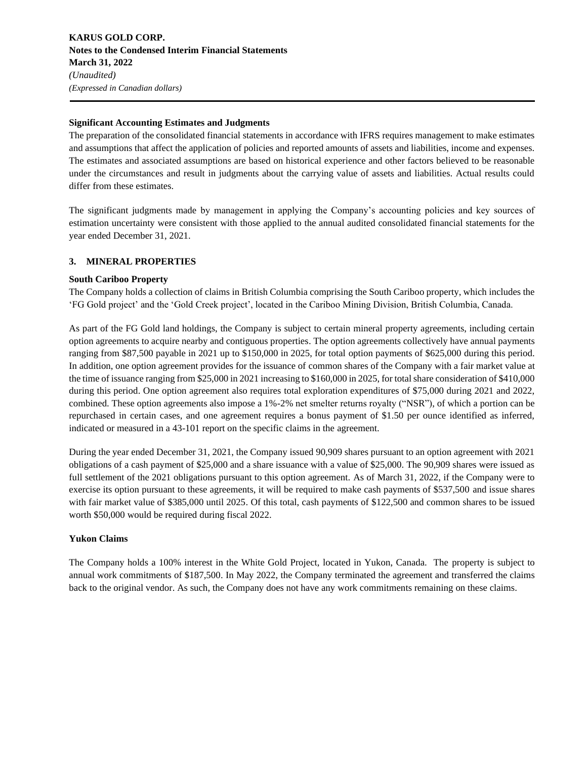### Significant Accounting Estimates and Judgments

The preparation of the consolidated financial statements in accordance with IFRS requires management to make estimates and assumptions that affect the application of policies and reported amounts of assets and liabilities, income and expenses. The estimates and associated assumptions are based on historical experience and other factors believed to be reasonable under the circumstances and result in judgments about the carrying value of assets and liabilities. Actual results could differ from these estimates.

The significant judgments made by management in applying the Company's accounting policies and key sources of estimation uncertainty were consistent with those applied to the annual audited consolidated financial statements for the year ended December 31, 2021.

## 3. MINERAL PROPERTIES

### South Cariboo Property

The Company holds a collection of claims in British Columbia comprising the South Cariboo property, which includes the 'FG Gold project' and the 'Gold Creek project', located in the Cariboo Mining Division, British Columbia, Canada.

As part of the FG Gold land holdings, the Company is subject to certain mineral property agreements, including certain option agreements to acquire nearby and contiguous properties. The option agreements collectively have annual payments ranging from $87,500 payable in 2021 up to $150,000 in 2025, for total option payments of $625,000 during this period. In addition, one option agreement provides for the issuance of common shares of the Company with a fair market value at the time of issuance ranging from $25,000 in 2021 increasing to $160,000 in 2025, for total share consideration of $410,000 during this period. One option agreement also requires total exploration expenditures of $75,000 during 2021 and 2022, combined. These option agreements also impose a 1%-2% net smelter returns royalty ("NSR"), of which a portion can be repurchased in certain cases, and one agreement requires a bonus payment of $1.50 per ounce identified as inferred, indicated or measured in a 43-101 report on the specific claims in the agreement.

During the year ended December 31, 2021, the Company issued 90,909 shares pursuant to an option agreement with 2021 obligations of a cash payment of $25,000 and a share issuance with a value of $25,000. The 90,909 shares were issued as full settlement of the 2021 obligations pursuant to this option agreement. As of March 31, 2022, if the Company were to exercise its option pursuant to these agreements, it will be required to make cash payments of $537,500 and issue shares with fair market value of $385,000 until 2025. Of this total, cash payments of $122,500 and common shares to be issued worth $50,000 would be required during fiscal 2022.

### Yukon Claims

The Company holds a 100% interest in the White Gold Project, located in Yukon, Canada. The property is subject to annual work commitments of $187,500. In May 2022, the Company terminated the agreement and transferred the claims back to the original vendor. As such, the Company does not have any work commitments remaining on these claims.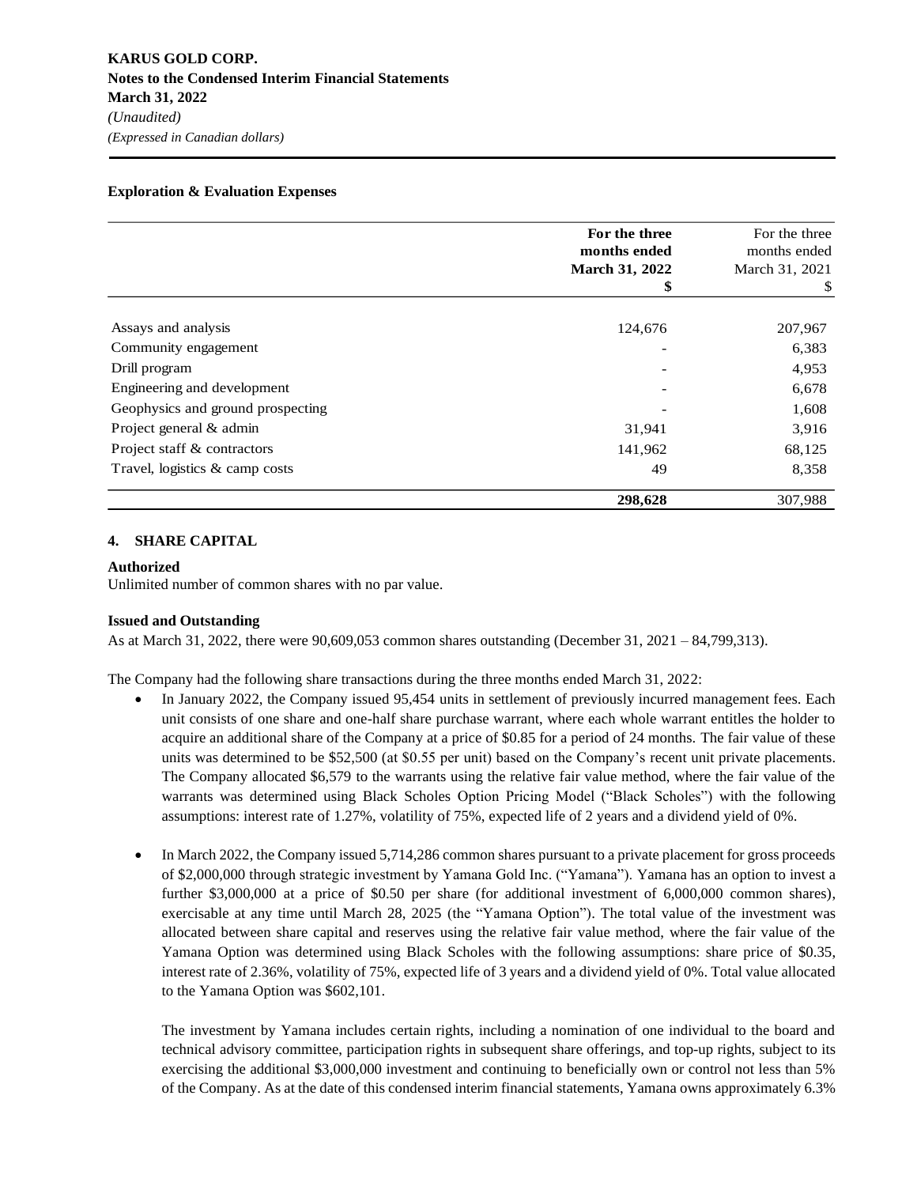**Exploration & Evaluation Expenses**

| | **For the three months ended March 31, 2022 $** | For the three months ended March 31, 2021 $ |
|---|---|---|
| Assays and analysis | 124,676 | 207,967 |
| Community engagement | - | 6,383 |
| Drill program | - | 4,953 |
| Engineering and development | - | 6,678 |
| Geophysics and ground prospecting | - | 1,608 |
| Project general & admin | 31,941 | 3,916 |
| Project staff & contractors | 141,962 | 68,125 |
| Travel, logistics & camp costs | 49 | 8,358 |
| | **298,628** | 307,988 |

## 4. SHARE CAPITAL

**Authorized**

Unlimited number of common shares with no par value.

**Issued and Outstanding**

As at March 31, 2022, there were 90,609,053 common shares outstanding (December 31, 2021 – 84,799,313).

The Company had the following share transactions during the three months ended March 31, 2022:

- In January 2022, the Company issued 95,454 units in settlement of previously incurred management fees. Each unit consists of one share and one-half share purchase warrant, where each whole warrant entitles the holder to acquire an additional share of the Company at a price of $0.85 for a period of 24 months. The fair value of these units was determined to be $52,500 (at $0.55 per unit) based on the Company's recent unit private placements. The Company allocated $6,579 to the warrants using the relative fair value method, where the fair value of the warrants was determined using Black Scholes Option Pricing Model ("Black Scholes") with the following assumptions: interest rate of 1.27%, volatility of 75%, expected life of 2 years and a dividend yield of 0%.

- In March 2022, the Company issued 5,714,286 common shares pursuant to a private placement for gross proceeds of $2,000,000 through strategic investment by Yamana Gold Inc. ("Yamana"). Yamana has an option to invest a further $3,000,000 at a price of $0.50 per share (for additional investment of 6,000,000 common shares), exercisable at any time until March 28, 2025 (the "Yamana Option"). The total value of the investment was allocated between share capital and reserves using the relative fair value method, where the fair value of the Yamana Option was determined using Black Scholes with the following assumptions: share price of $0.35, interest rate of 2.36%, volatility of 75%, expected life of 3 years and a dividend yield of 0%. Total value allocated to the Yamana Option was $602,101.

  The investment by Yamana includes certain rights, including a nomination of one individual to the board and technical advisory committee, participation rights in subsequent share offerings, and top-up rights, subject to its exercising the additional $3,000,000 investment and continuing to beneficially own or control not less than 5% of the Company. As at the date of this condensed interim financial statements, Yamana owns approximately 6.3%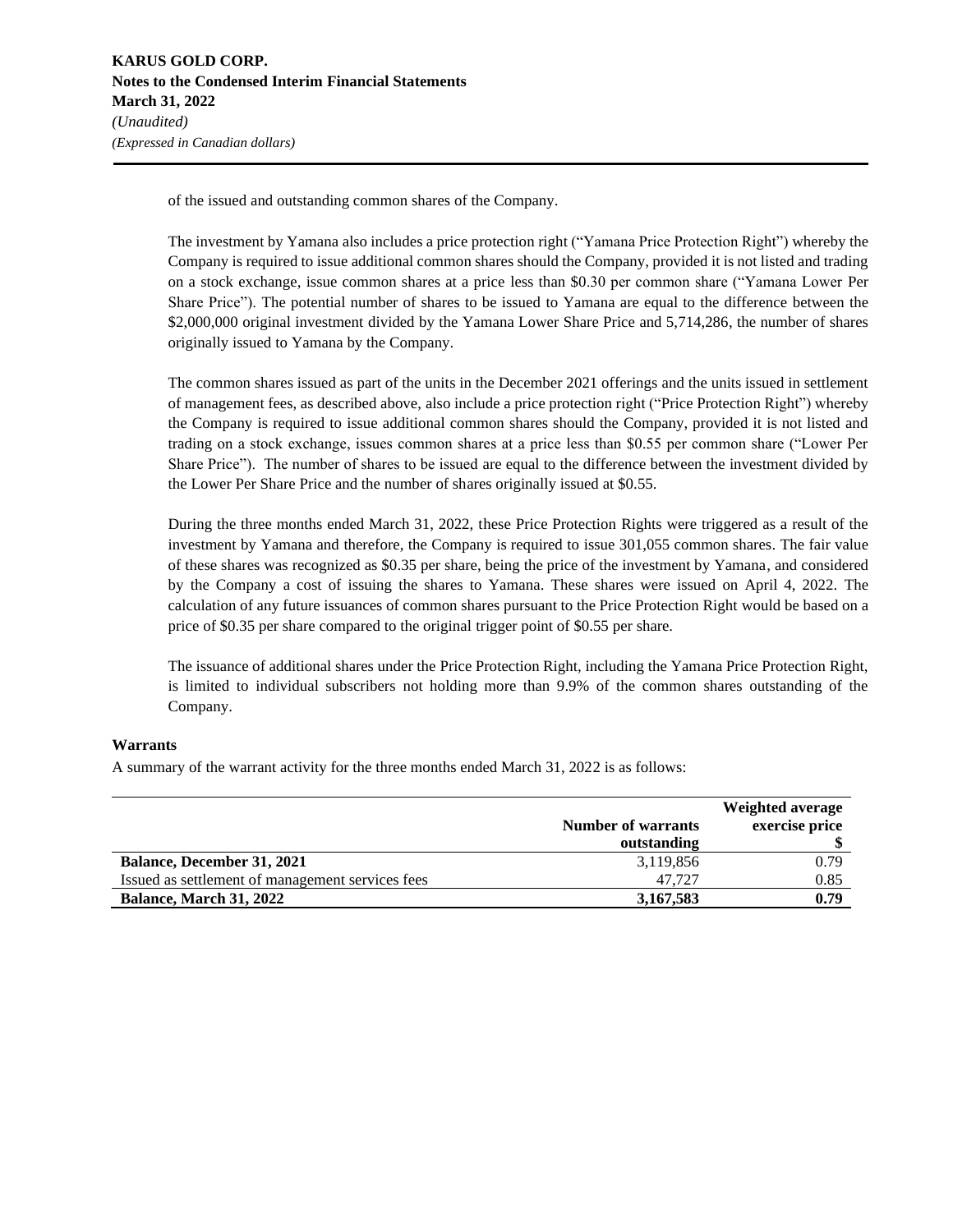of the issued and outstanding common shares of the Company.

The investment by Yamana also includes a price protection right ("Yamana Price Protection Right") whereby the Company is required to issue additional common shares should the Company, provided it is not listed and trading on a stock exchange, issue common shares at a price less than $0.30 per common share ("Yamana Lower Per Share Price"). The potential number of shares to be issued to Yamana are equal to the difference between the $2,000,000 original investment divided by the Yamana Lower Share Price and 5,714,286, the number of shares originally issued to Yamana by the Company.

The common shares issued as part of the units in the December 2021 offerings and the units issued in settlement of management fees, as described above, also include a price protection right ("Price Protection Right") whereby the Company is required to issue additional common shares should the Company, provided it is not listed and trading on a stock exchange, issues common shares at a price less than $0.55 per common share ("Lower Per Share Price"). The number of shares to be issued are equal to the difference between the investment divided by the Lower Per Share Price and the number of shares originally issued at $0.55.

During the three months ended March 31, 2022, these Price Protection Rights were triggered as a result of the investment by Yamana and therefore, the Company is required to issue 301,055 common shares. The fair value of these shares was recognized as $0.35 per share, being the price of the investment by Yamana, and considered by the Company a cost of issuing the shares to Yamana. These shares were issued on April 4, 2022. The calculation of any future issuances of common shares pursuant to the Price Protection Right would be based on a price of $0.35 per share compared to the original trigger point of $0.55 per share.

The issuance of additional shares under the Price Protection Right, including the Yamana Price Protection Right, is limited to individual subscribers not holding more than 9.9% of the common shares outstanding of the Company.

**Warrants**

A summary of the warrant activity for the three months ended March 31, 2022 is as follows:

| | Number of warrants outstanding | Weighted average exercise price $ |
|---|---|---|
| **Balance, December 31, 2021** | 3,119,856 | 0.79 |
| Issued as settlement of management services fees | 47,727 | 0.85 |
| **Balance, March 31, 2022** | **3,167,583** | **0.79** |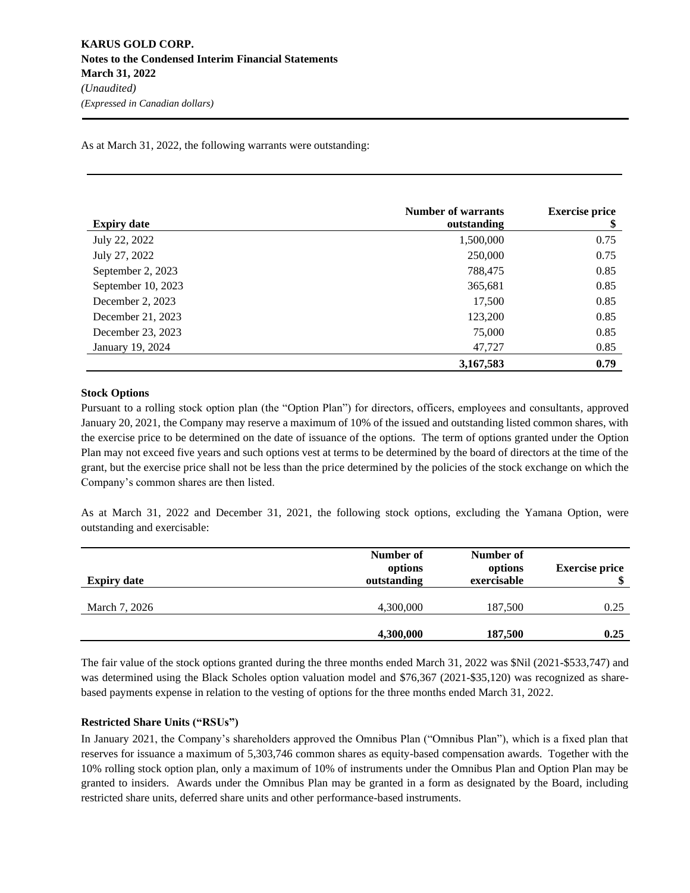As at March 31, 2022, the following warrants were outstanding:

| Expiry date | Number of warrants outstanding | Exercise price $ |
|---|---|---|
| July 22, 2022 | 1,500,000 | 0.75 |
| July 27, 2022 | 250,000 | 0.75 |
| September 2, 2023 | 788,475 | 0.85 |
| September 10, 2023 | 365,681 | 0.85 |
| December 2, 2023 | 17,500 | 0.85 |
| December 21, 2023 | 123,200 | 0.85 |
| December 23, 2023 | 75,000 | 0.85 |
| January 19, 2024 | 47,727 | 0.85 |
| | **3,167,583** | **0.79** |

**Stock Options**

Pursuant to a rolling stock option plan (the "Option Plan") for directors, officers, employees and consultants, approved January 20, 2021, the Company may reserve a maximum of 10% of the issued and outstanding listed common shares, with the exercise price to be determined on the date of issuance of the options. The term of options granted under the Option Plan may not exceed five years and such options vest at terms to be determined by the board of directors at the time of the grant, but the exercise price shall not be less than the price determined by the policies of the stock exchange on which the Company's common shares are then listed.

As at March 31, 2022 and December 31, 2021, the following stock options, excluding the Yamana Option, were outstanding and exercisable:

| Expiry date | Number of options outstanding | Number of options exercisable | Exercise price $ |
|---|---|---|---|
| March 7, 2026 | 4,300,000 | 187,500 | 0.25 |
| | **4,300,000** | **187,500** | **0.25** |

The fair value of the stock options granted during the three months ended March 31, 2022 was $Nil (2021-$533,747) and was determined using the Black Scholes option valuation model and $76,367 (2021-$35,120) was recognized as share-based payments expense in relation to the vesting of options for the three months ended March 31, 2022.

**Restricted Share Units ("RSUs")**

In January 2021, the Company's shareholders approved the Omnibus Plan ("Omnibus Plan"), which is a fixed plan that reserves for issuance a maximum of 5,303,746 common shares as equity-based compensation awards. Together with the 10% rolling stock option plan, only a maximum of 10% of instruments under the Omnibus Plan and Option Plan may be granted to insiders. Awards under the Omnibus Plan may be granted in a form as designated by the Board, including restricted share units, deferred share units and other performance-based instruments.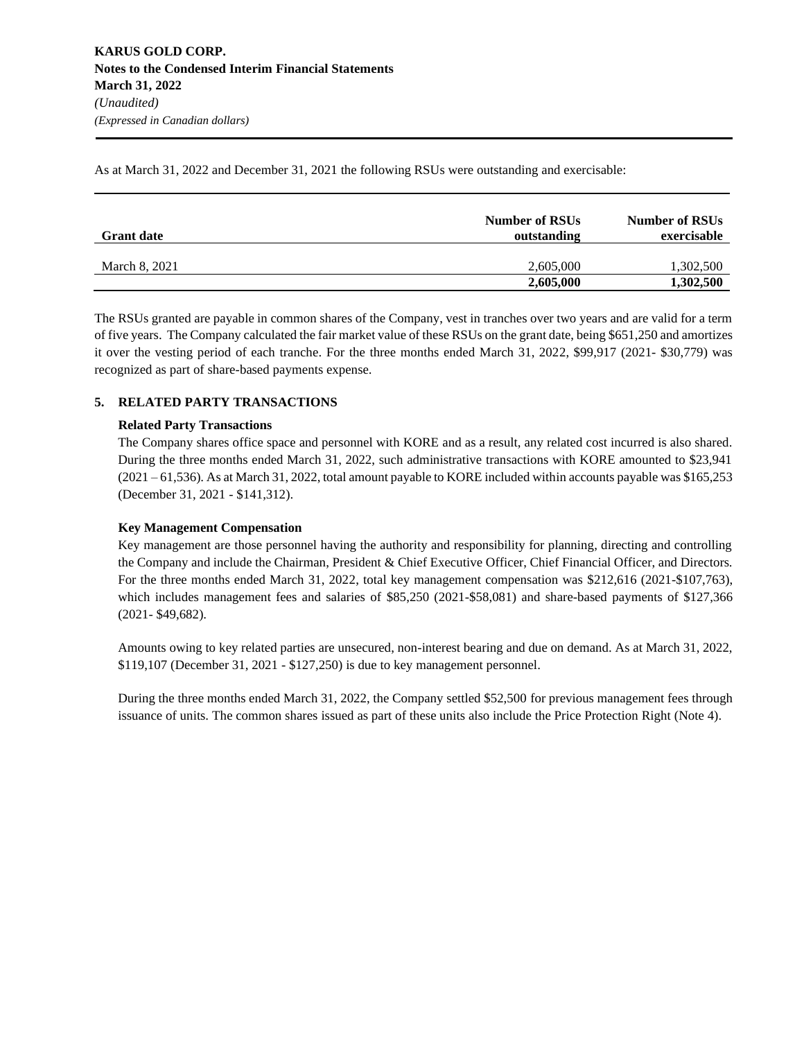As at March 31, 2022 and December 31, 2021 the following RSUs were outstanding and exercisable:

| Grant date | Number of RSUs outstanding | Number of RSUs exercisable |
|---|---|---|
| March 8, 2021 | 2,605,000 | 1,302,500 |
| | **2,605,000** | **1,302,500** |

The RSUs granted are payable in common shares of the Company, vest in tranches over two years and are valid for a term of five years. The Company calculated the fair market value of these RSUs on the grant date, being $651,250 and amortizes it over the vesting period of each tranche. For the three months ended March 31, 2022, $99,917 (2021- $30,779) was recognized as part of share-based payments expense.

## 5. RELATED PARTY TRANSACTIONS

### Related Party Transactions

The Company shares office space and personnel with KORE and as a result, any related cost incurred is also shared. During the three months ended March 31, 2022, such administrative transactions with KORE amounted to $23,941 (2021 – 61,536). As at March 31, 2022, total amount payable to KORE included within accounts payable was $165,253 (December 31, 2021 - $141,312).

### Key Management Compensation

Key management are those personnel having the authority and responsibility for planning, directing and controlling the Company and include the Chairman, President & Chief Executive Officer, Chief Financial Officer, and Directors. For the three months ended March 31, 2022, total key management compensation was $212,616 (2021-$107,763), which includes management fees and salaries of $85,250 (2021-$58,081) and share-based payments of $127,366 (2021- $49,682).

Amounts owing to key related parties are unsecured, non-interest bearing and due on demand. As at March 31, 2022, $119,107 (December 31, 2021 - $127,250) is due to key management personnel.

During the three months ended March 31, 2022, the Company settled $52,500 for previous management fees through issuance of units. The common shares issued as part of these units also include the Price Protection Right (Note 4).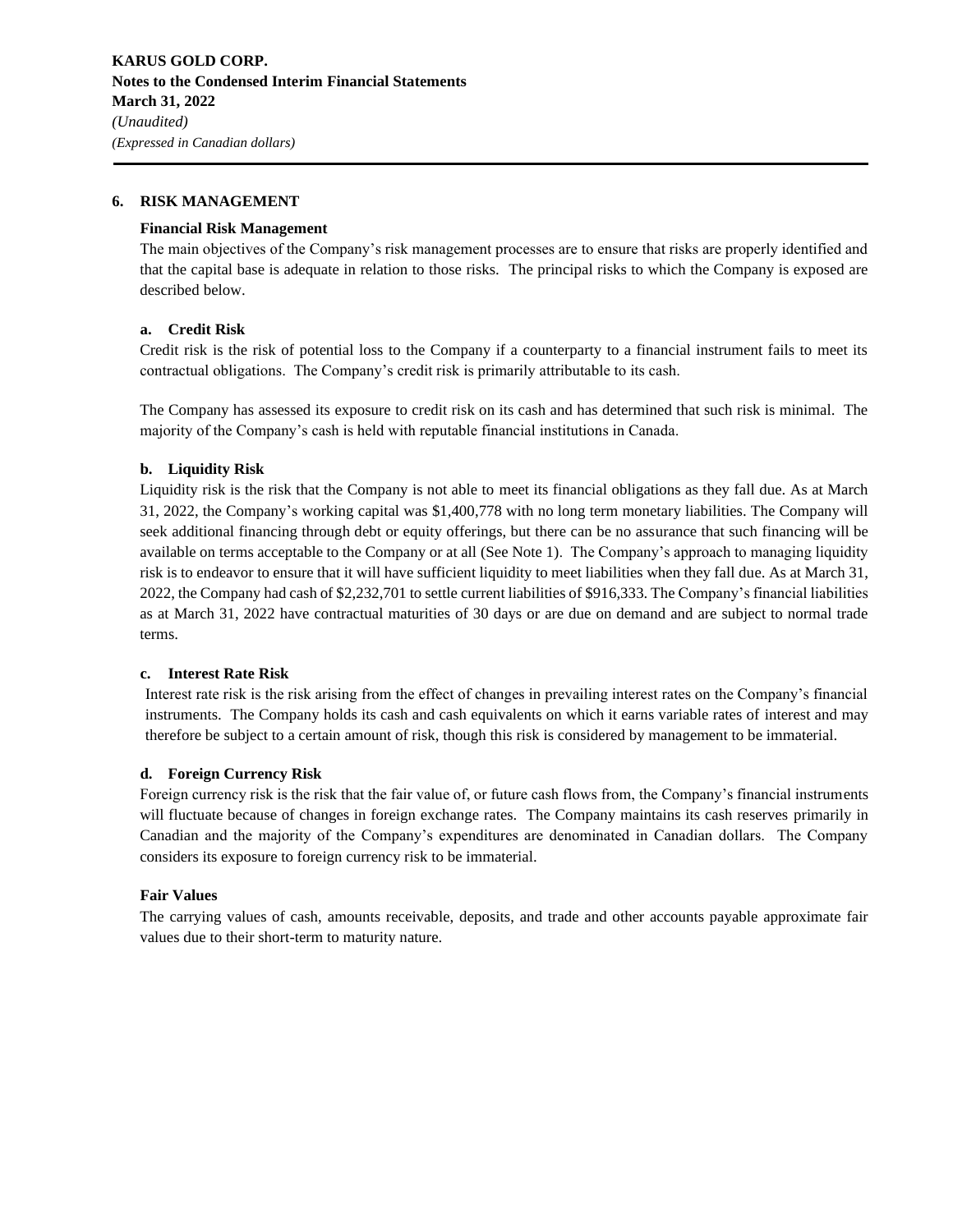## 6. RISK MANAGEMENT

### Financial Risk Management

The main objectives of the Company's risk management processes are to ensure that risks are properly identified and that the capital base is adequate in relation to those risks. The principal risks to which the Company is exposed are described below.

#### a. Credit Risk

Credit risk is the risk of potential loss to the Company if a counterparty to a financial instrument fails to meet its contractual obligations. The Company's credit risk is primarily attributable to its cash.

The Company has assessed its exposure to credit risk on its cash and has determined that such risk is minimal. The majority of the Company's cash is held with reputable financial institutions in Canada.

#### b. Liquidity Risk

Liquidity risk is the risk that the Company is not able to meet its financial obligations as they fall due. As at March 31, 2022, the Company's working capital was $1,400,778 with no long term monetary liabilities. The Company will seek additional financing through debt or equity offerings, but there can be no assurance that such financing will be available on terms acceptable to the Company or at all (See Note 1). The Company's approach to managing liquidity risk is to endeavor to ensure that it will have sufficient liquidity to meet liabilities when they fall due. As at March 31, 2022, the Company had cash of $2,232,701 to settle current liabilities of $916,333. The Company's financial liabilities as at March 31, 2022 have contractual maturities of 30 days or are due on demand and are subject to normal trade terms.

#### c. Interest Rate Risk

Interest rate risk is the risk arising from the effect of changes in prevailing interest rates on the Company's financial instruments. The Company holds its cash and cash equivalents on which it earns variable rates of interest and may therefore be subject to a certain amount of risk, though this risk is considered by management to be immaterial.

#### d. Foreign Currency Risk

Foreign currency risk is the risk that the fair value of, or future cash flows from, the Company's financial instruments will fluctuate because of changes in foreign exchange rates. The Company maintains its cash reserves primarily in Canadian and the majority of the Company's expenditures are denominated in Canadian dollars. The Company considers its exposure to foreign currency risk to be immaterial.

### Fair Values

The carrying values of cash, amounts receivable, deposits, and trade and other accounts payable approximate fair values due to their short-term to maturity nature.